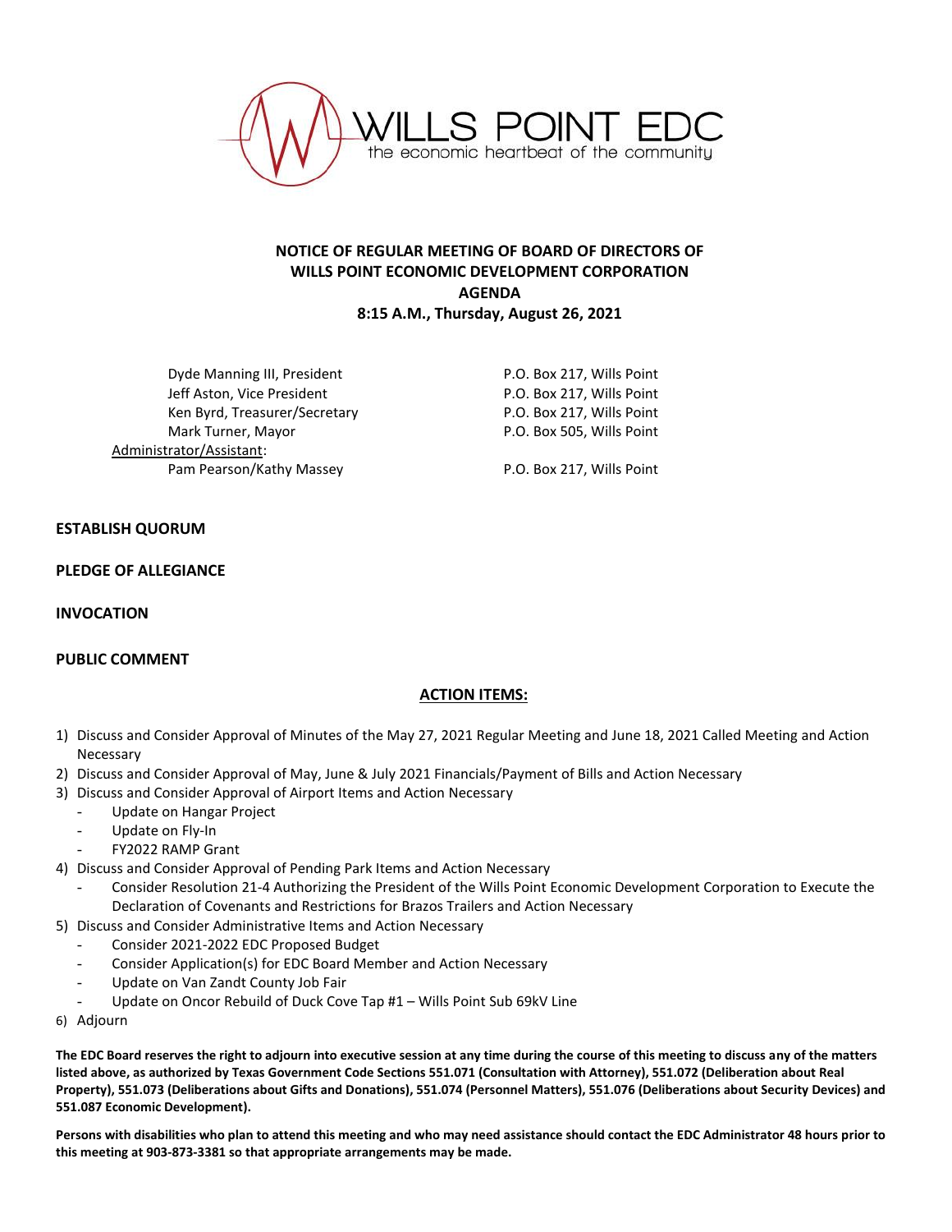WILLS POINT EDC
the economic heartbeat of the community

**NOTICE OF REGULAR MEETING OF BOARD OF DIRECTORS OF**
**WILLS POINT ECONOMIC DEVELOPMENT CORPORATION**
**AGENDA**
**8:15 A.M., Thursday, August 26, 2021**

| | |
|---|---|
| Dyde Manning III, President | P.O. Box 217, Wills Point |
| Jeff Aston, Vice President | P.O. Box 217, Wills Point |
| Ken Byrd, Treasurer/Secretary | P.O. Box 217, Wills Point |
| Mark Turner, Mayor | P.O. Box 505, Wills Point |
| Administrator/Assistant: | |
| Pam Pearson/Kathy Massey | P.O. Box 217, Wills Point |

**ESTABLISH QUORUM**

**PLEDGE OF ALLEGIANCE**

**INVOCATION**

**PUBLIC COMMENT**

**ACTION ITEMS:**

1) Discuss and Consider Approval of Minutes of the May 27, 2021 Regular Meeting and June 18, 2021 Called Meeting and Action Necessary
2) Discuss and Consider Approval of May, June & July 2021 Financials/Payment of Bills and Action Necessary
3) Discuss and Consider Approval of Airport Items and Action Necessary
   - Update on Hangar Project
   - Update on Fly-In
   - FY2022 RAMP Grant
4) Discuss and Consider Approval of Pending Park Items and Action Necessary
   - Consider Resolution 21-4 Authorizing the President of the Wills Point Economic Development Corporation to Execute the Declaration of Covenants and Restrictions for Brazos Trailers and Action Necessary
5) Discuss and Consider Administrative Items and Action Necessary
   - Consider 2021-2022 EDC Proposed Budget
   - Consider Application(s) for EDC Board Member and Action Necessary
   - Update on Van Zandt County Job Fair
   - Update on Oncor Rebuild of Duck Cove Tap #1 – Wills Point Sub 69kV Line
6) Adjourn

**The EDC Board reserves the right to adjourn into executive session at any time during the course of this meeting to discuss any of the matters listed above, as authorized by Texas Government Code Sections 551.071 (Consultation with Attorney), 551.072 (Deliberation about Real Property), 551.073 (Deliberations about Gifts and Donations), 551.074 (Personnel Matters), 551.076 (Deliberations about Security Devices) and 551.087 Economic Development).**

**Persons with disabilities who plan to attend this meeting and who may need assistance should contact the EDC Administrator 48 hours prior to this meeting at 903-873-3381 so that appropriate arrangements may be made.**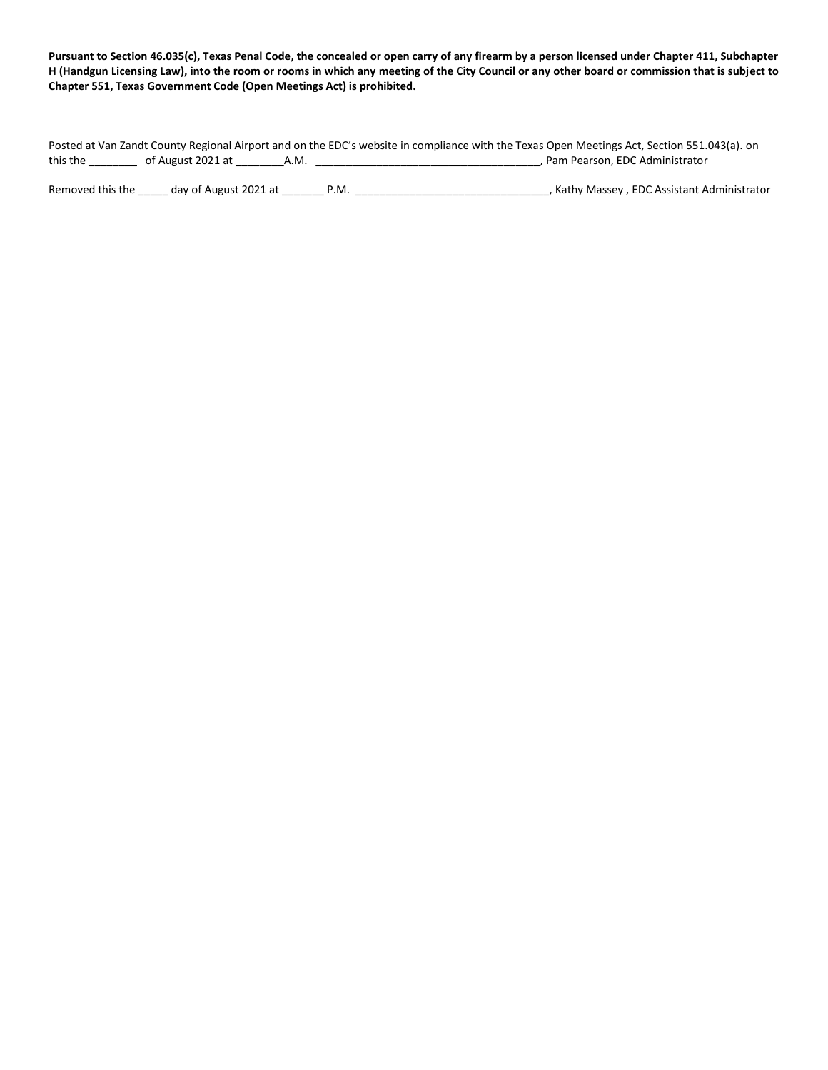**Pursuant to Section 46.035(c), Texas Penal Code, the concealed or open carry of any firearm by a person licensed under Chapter 411, Subchapter H (Handgun Licensing Law), into the room or rooms in which any meeting of the City Council or any other board or commission that is subject to Chapter 551, Texas Government Code (Open Meetings Act) is prohibited.**

Posted at Van Zandt County Regional Airport and on the EDC's website in compliance with the Texas Open Meetings Act, Section 551.043(a). on this the ________ of August 2021 at ________A.M. ____________________________________, Pam Pearson, EDC Administrator

Removed this the _____ day of August 2021 at _______ P.M. ________________________________, Kathy Massey , EDC Assistant Administrator